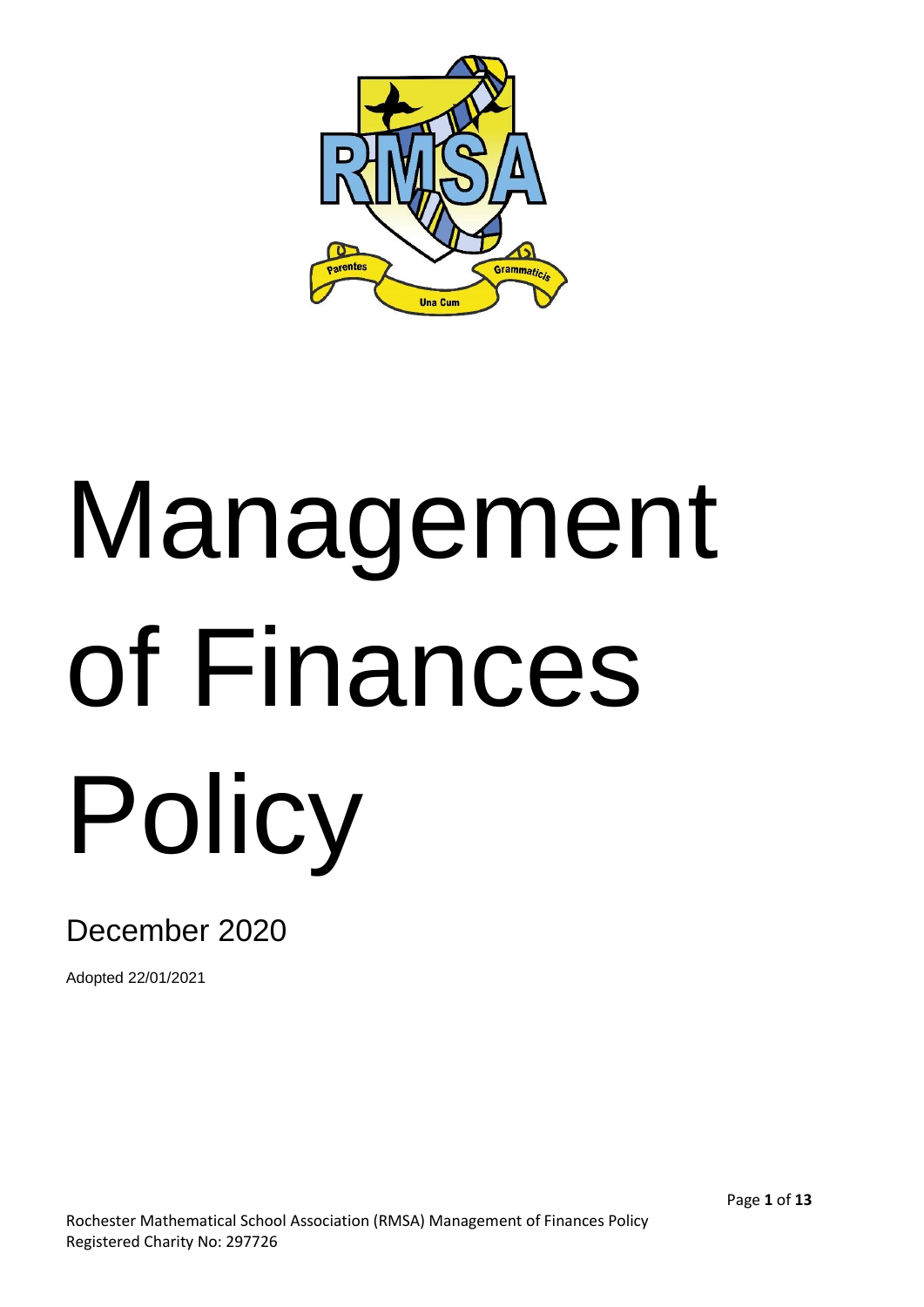# Management of Finances Policy

December 2020

Adopted 22/01/2021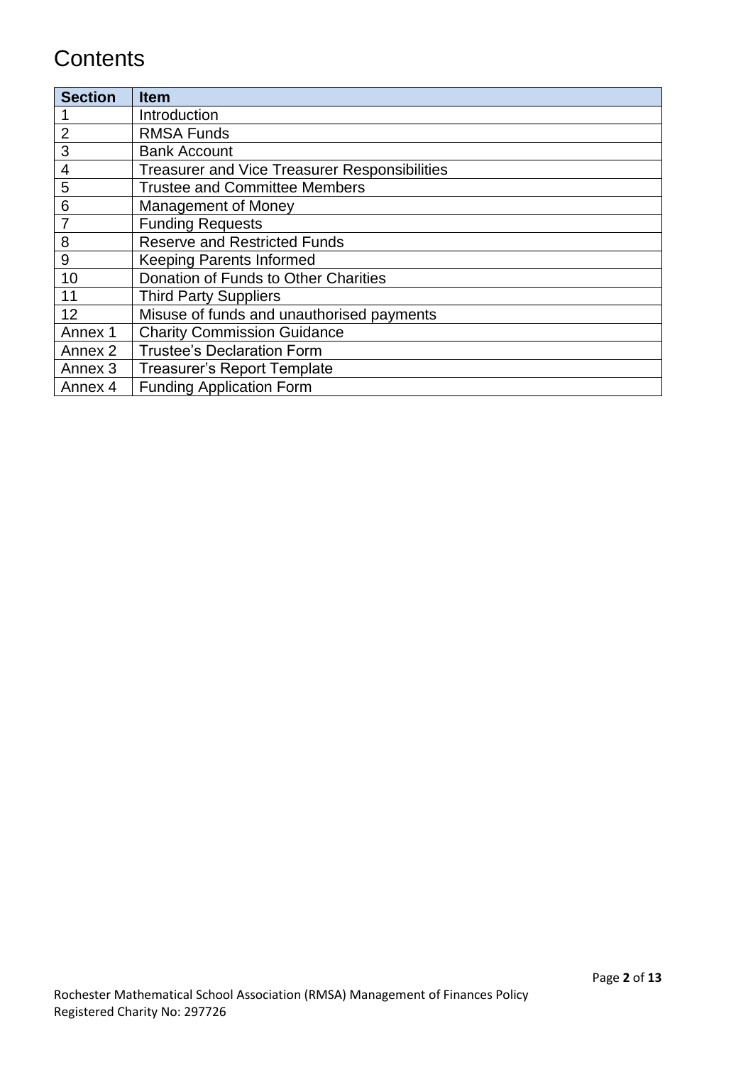# Contents

| Section | Item |
| --- | --- |
| 1 | Introduction |
| 2 | RMSA Funds |
| 3 | Bank Account |
| 4 | Treasurer and Vice Treasurer Responsibilities |
| 5 | Trustee and Committee Members |
| 6 | Management of Money |
| 7 | Funding Requests |
| 8 | Reserve and Restricted Funds |
| 9 | Keeping Parents Informed |
| 10 | Donation of Funds to Other Charities |
| 11 | Third Party Suppliers |
| 12 | Misuse of funds and unauthorised payments |
| Annex 1 | Charity Commission Guidance |
| Annex 2 | Trustee's Declaration Form |
| Annex 3 | Treasurer's Report Template |
| Annex 4 | Funding Application Form |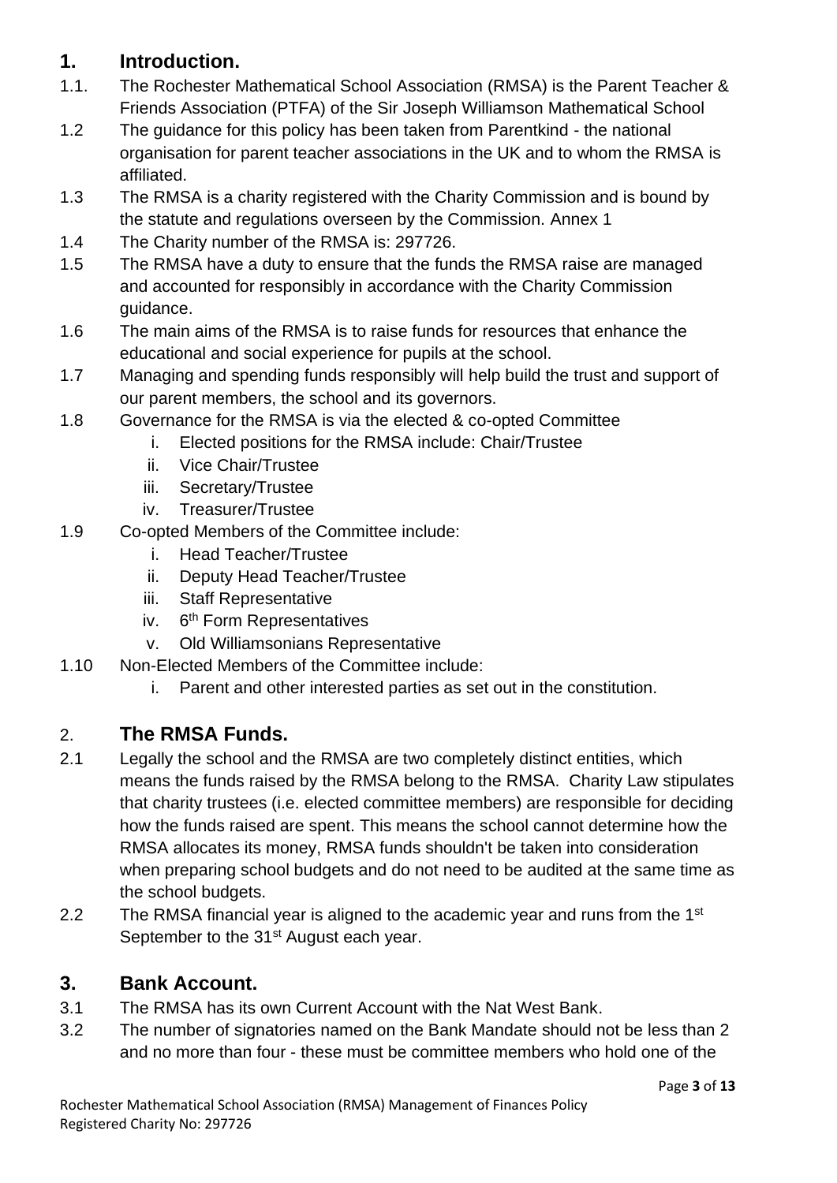## 1. Introduction.

1.1. The Rochester Mathematical School Association (RMSA) is the Parent Teacher & Friends Association (PTFA) of the Sir Joseph Williamson Mathematical School

1.2 The guidance for this policy has been taken from Parentkind - the national organisation for parent teacher associations in the UK and to whom the RMSA is affiliated.

1.3 The RMSA is a charity registered with the Charity Commission and is bound by the statute and regulations overseen by the Commission. Annex 1

1.4 The Charity number of the RMSA is: 297726.

1.5 The RMSA have a duty to ensure that the funds the RMSA raise are managed and accounted for responsibly in accordance with the Charity Commission guidance.

1.6 The main aims of the RMSA is to raise funds for resources that enhance the educational and social experience for pupils at the school.

1.7 Managing and spending funds responsibly will help build the trust and support of our parent members, the school and its governors.

1.8 Governance for the RMSA is via the elected & co-opted Committee

   i. Elected positions for the RMSA include: Chair/Trustee
   ii. Vice Chair/Trustee
   iii. Secretary/Trustee
   iv. Treasurer/Trustee

1.9 Co-opted Members of the Committee include:

   i. Head Teacher/Trustee
   ii. Deputy Head Teacher/Trustee
   iii. Staff Representative
   iv. 6th Form Representatives
   v. Old Williamsonians Representative

1.10 Non-Elected Members of the Committee include:

   i. Parent and other interested parties as set out in the constitution.

## 2. The RMSA Funds.

2.1 Legally the school and the RMSA are two completely distinct entities, which means the funds raised by the RMSA belong to the RMSA. Charity Law stipulates that charity trustees (i.e. elected committee members) are responsible for deciding how the funds raised are spent. This means the school cannot determine how the RMSA allocates its money, RMSA funds shouldn't be taken into consideration when preparing school budgets and do not need to be audited at the same time as the school budgets.

2.2 The RMSA financial year is aligned to the academic year and runs from the 1st September to the 31st August each year.

## 3. Bank Account.

3.1 The RMSA has its own Current Account with the Nat West Bank.

3.2 The number of signatories named on the Bank Mandate should not be less than 2 and no more than four - these must be committee members who hold one of the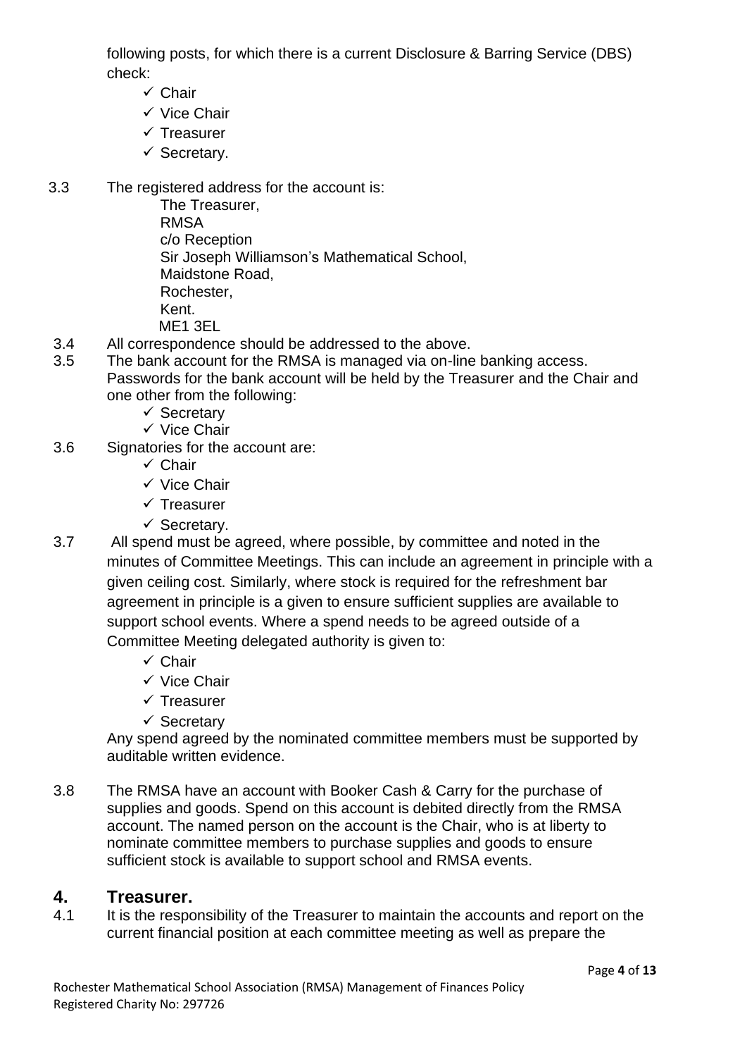following posts, for which there is a current Disclosure & Barring Service (DBS) check:

- ✓ Chair
- ✓ Vice Chair
- ✓ Treasurer
- ✓ Secretary.

3.3 The registered address for the account is:

The Treasurer,
RMSA
c/o Reception
Sir Joseph Williamson's Mathematical School,
Maidstone Road,
Rochester,
Kent.
ME1 3EL

3.4 All correspondence should be addressed to the above.

3.5 The bank account for the RMSA is managed via on-line banking access. Passwords for the bank account will be held by the Treasurer and the Chair and one other from the following:

- ✓ Secretary
- ✓ Vice Chair

3.6 Signatories for the account are:

- ✓ Chair
- ✓ Vice Chair
- ✓ Treasurer
- ✓ Secretary.

3.7 All spend must be agreed, where possible, by committee and noted in the minutes of Committee Meetings. This can include an agreement in principle with a given ceiling cost. Similarly, where stock is required for the refreshment bar agreement in principle is a given to ensure sufficient supplies are available to support school events. Where a spend needs to be agreed outside of a Committee Meeting delegated authority is given to:

- ✓ Chair
- ✓ Vice Chair
- ✓ Treasurer
- ✓ Secretary

Any spend agreed by the nominated committee members must be supported by auditable written evidence.

3.8 The RMSA have an account with Booker Cash & Carry for the purchase of supplies and goods. Spend on this account is debited directly from the RMSA account. The named person on the account is the Chair, who is at liberty to nominate committee members to purchase supplies and goods to ensure sufficient stock is available to support school and RMSA events.

## 4. Treasurer.

4.1 It is the responsibility of the Treasurer to maintain the accounts and report on the current financial position at each committee meeting as well as prepare the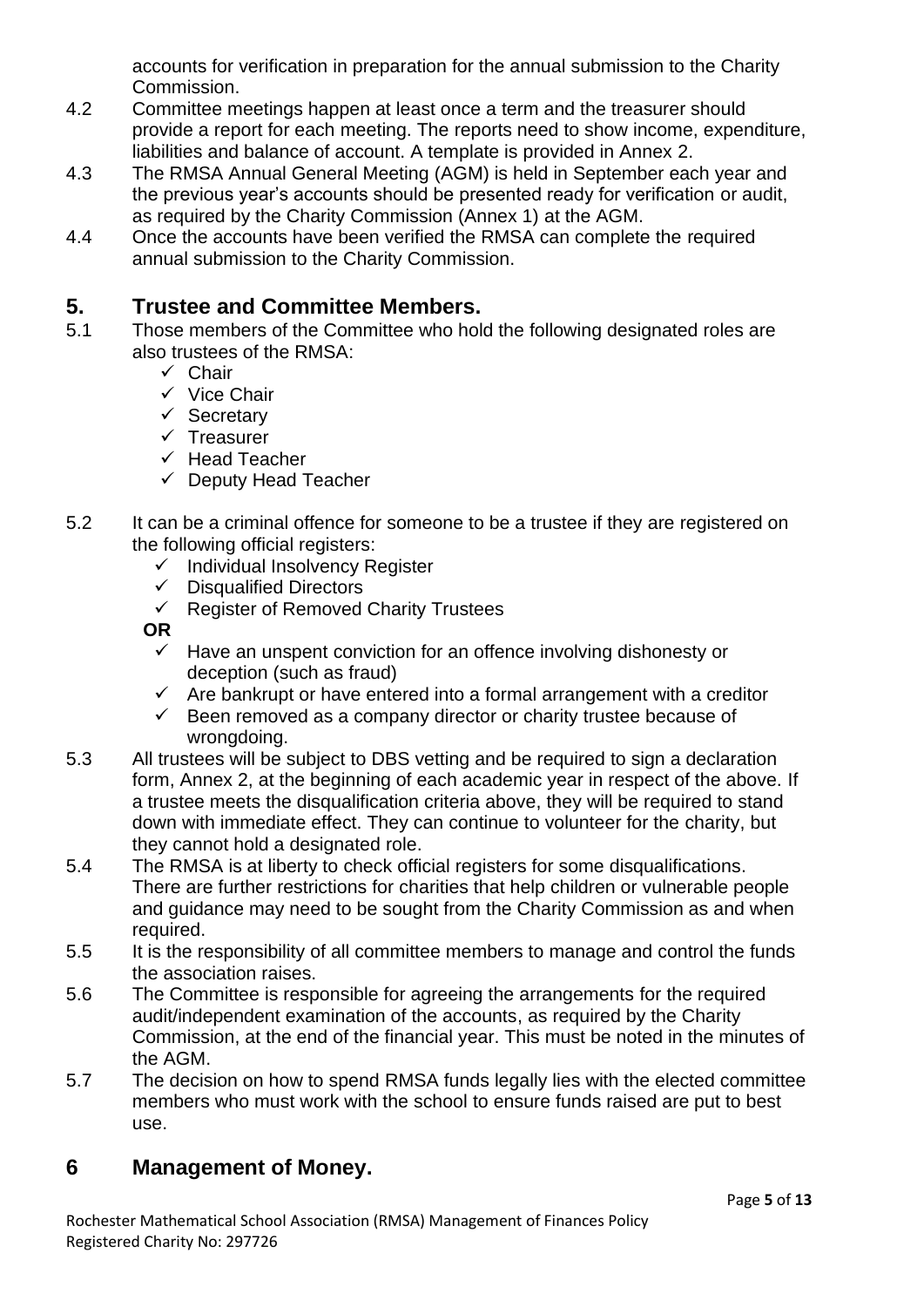accounts for verification in preparation for the annual submission to the Charity Commission.

4.2 Committee meetings happen at least once a term and the treasurer should provide a report for each meeting. The reports need to show income, expenditure, liabilities and balance of account. A template is provided in Annex 2.

4.3 The RMSA Annual General Meeting (AGM) is held in September each year and the previous year's accounts should be presented ready for verification or audit, as required by the Charity Commission (Annex 1) at the AGM.

4.4 Once the accounts have been verified the RMSA can complete the required annual submission to the Charity Commission.

## 5. Trustee and Committee Members.

5.1 Those members of the Committee who hold the following designated roles are also trustees of the RMSA:

- ✓ Chair
- ✓ Vice Chair
- ✓ Secretary
- ✓ Treasurer
- ✓ Head Teacher
- ✓ Deputy Head Teacher

5.2 It can be a criminal offence for someone to be a trustee if they are registered on the following official registers:

- ✓ Individual Insolvency Register
- ✓ Disqualified Directors
- ✓ Register of Removed Charity Trustees

**OR**

- ✓ Have an unspent conviction for an offence involving dishonesty or deception (such as fraud)
- ✓ Are bankrupt or have entered into a formal arrangement with a creditor
- ✓ Been removed as a company director or charity trustee because of wrongdoing.

5.3 All trustees will be subject to DBS vetting and be required to sign a declaration form, Annex 2, at the beginning of each academic year in respect of the above. If a trustee meets the disqualification criteria above, they will be required to stand down with immediate effect. They can continue to volunteer for the charity, but they cannot hold a designated role.

5.4 The RMSA is at liberty to check official registers for some disqualifications. There are further restrictions for charities that help children or vulnerable people and guidance may need to be sought from the Charity Commission as and when required.

5.5 It is the responsibility of all committee members to manage and control the funds the association raises.

5.6 The Committee is responsible for agreeing the arrangements for the required audit/independent examination of the accounts, as required by the Charity Commission, at the end of the financial year. This must be noted in the minutes of the AGM.

5.7 The decision on how to spend RMSA funds legally lies with the elected committee members who must work with the school to ensure funds raised are put to best use.

## 6 Management of Money.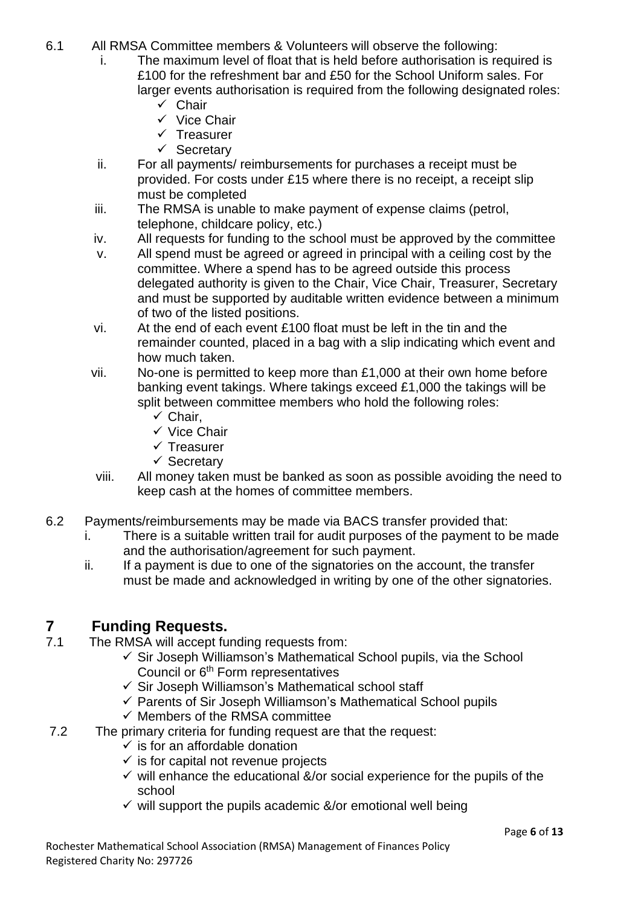6.1 All RMSA Committee members & Volunteers will observe the following:

i. The maximum level of float that is held before authorisation is required is £100 for the refreshment bar and £50 for the School Uniform sales. For larger events authorisation is required from the following designated roles:
   - ✓ Chair
   - ✓ Vice Chair
   - ✓ Treasurer
   - ✓ Secretary

ii. For all payments/ reimbursements for purchases a receipt must be provided. For costs under £15 where there is no receipt, a receipt slip must be completed

iii. The RMSA is unable to make payment of expense claims (petrol, telephone, childcare policy, etc.)

iv. All requests for funding to the school must be approved by the committee

v. All spend must be agreed or agreed in principal with a ceiling cost by the committee. Where a spend has to be agreed outside this process delegated authority is given to the Chair, Vice Chair, Treasurer, Secretary and must be supported by auditable written evidence between a minimum of two of the listed positions.

vi. At the end of each event £100 float must be left in the tin and the remainder counted, placed in a bag with a slip indicating which event and how much taken.

vii. No-one is permitted to keep more than £1,000 at their own home before banking event takings. Where takings exceed £1,000 the takings will be split between committee members who hold the following roles:
   - ✓ Chair,
   - ✓ Vice Chair
   - ✓ Treasurer
   - ✓ Secretary

viii. All money taken must be banked as soon as possible avoiding the need to keep cash at the homes of committee members.

6.2 Payments/reimbursements may be made via BACS transfer provided that:

i. There is a suitable written trail for audit purposes of the payment to be made and the authorisation/agreement for such payment.

ii. If a payment is due to one of the signatories on the account, the transfer must be made and acknowledged in writing by one of the other signatories.

# 7 Funding Requests.

7.1 The RMSA will accept funding requests from:
- ✓ Sir Joseph Williamson's Mathematical School pupils, via the School Council or 6th Form representatives
- ✓ Sir Joseph Williamson's Mathematical school staff
- ✓ Parents of Sir Joseph Williamson's Mathematical School pupils
- ✓ Members of the RMSA committee

7.2 The primary criteria for funding request are that the request:
- ✓ is for an affordable donation
- ✓ is for capital not revenue projects
- ✓ will enhance the educational &/or social experience for the pupils of the school
- ✓ will support the pupils academic &/or emotional well being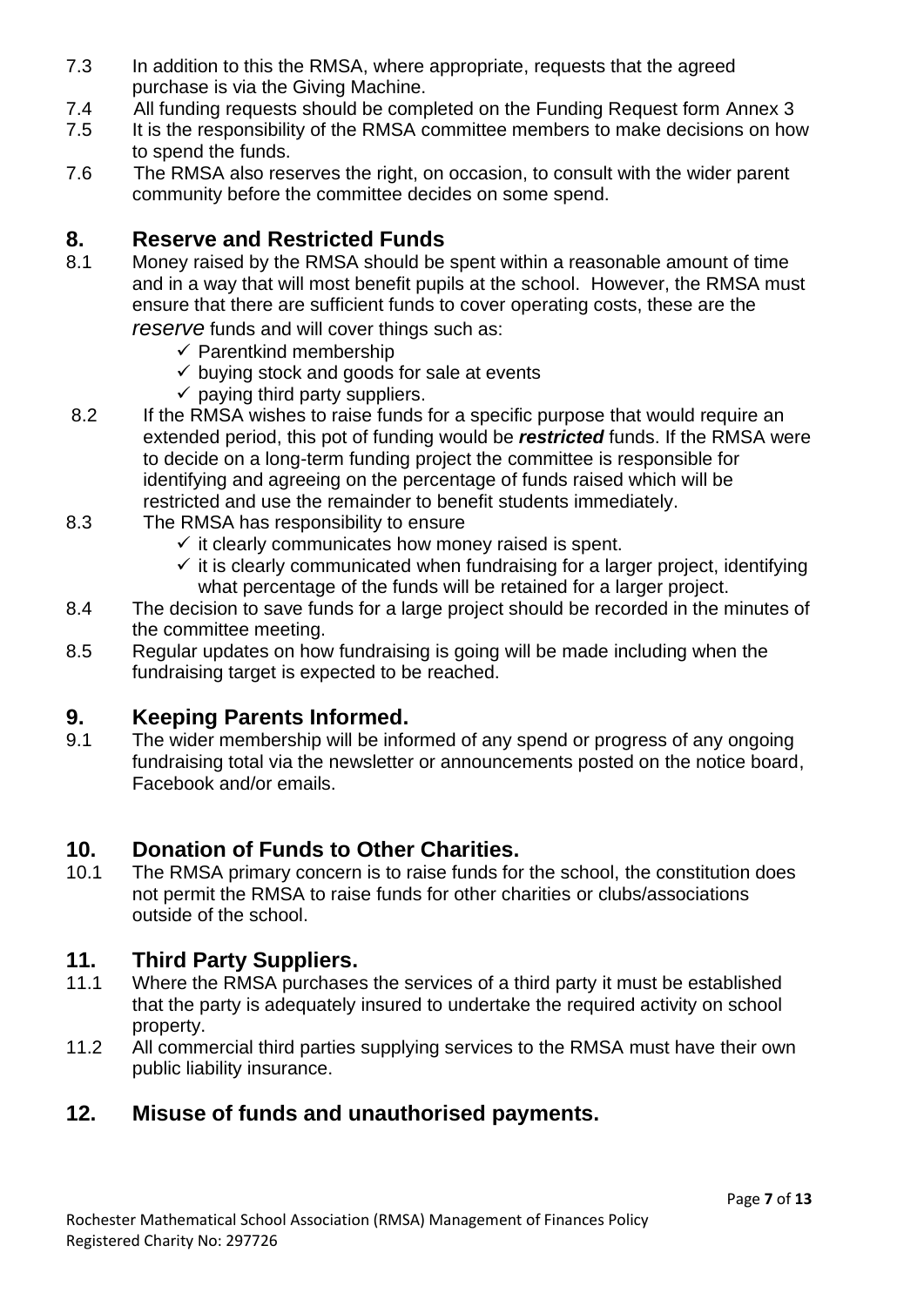7.3 In addition to this the RMSA, where appropriate, requests that the agreed purchase is via the Giving Machine.

7.4 All funding requests should be completed on the Funding Request form Annex 3

7.5 It is the responsibility of the RMSA committee members to make decisions on how to spend the funds.

7.6 The RMSA also reserves the right, on occasion, to consult with the wider parent community before the committee decides on some spend.

## 8. Reserve and Restricted Funds

8.1 Money raised by the RMSA should be spent within a reasonable amount of time and in a way that will most benefit pupils at the school. However, the RMSA must ensure that there are sufficient funds to cover operating costs, these are the *reserve* funds and will cover things such as:

- ✓ Parentkind membership
- ✓ buying stock and goods for sale at events
- ✓ paying third party suppliers.

8.2 If the RMSA wishes to raise funds for a specific purpose that would require an extended period, this pot of funding would be ***restricted*** funds. If the RMSA were to decide on a long-term funding project the committee is responsible for identifying and agreeing on the percentage of funds raised which will be restricted and use the remainder to benefit students immediately.

8.3 The RMSA has responsibility to ensure

- ✓ it clearly communicates how money raised is spent.
- ✓ it is clearly communicated when fundraising for a larger project, identifying what percentage of the funds will be retained for a larger project.

8.4 The decision to save funds for a large project should be recorded in the minutes of the committee meeting.

8.5 Regular updates on how fundraising is going will be made including when the fundraising target is expected to be reached.

## 9. Keeping Parents Informed.

9.1 The wider membership will be informed of any spend or progress of any ongoing fundraising total via the newsletter or announcements posted on the notice board, Facebook and/or emails.

## 10. Donation of Funds to Other Charities.

10.1 The RMSA primary concern is to raise funds for the school, the constitution does not permit the RMSA to raise funds for other charities or clubs/associations outside of the school.

## 11. Third Party Suppliers.

11.1 Where the RMSA purchases the services of a third party it must be established that the party is adequately insured to undertake the required activity on school property.

11.2 All commercial third parties supplying services to the RMSA must have their own public liability insurance.

## 12. Misuse of funds and unauthorised payments.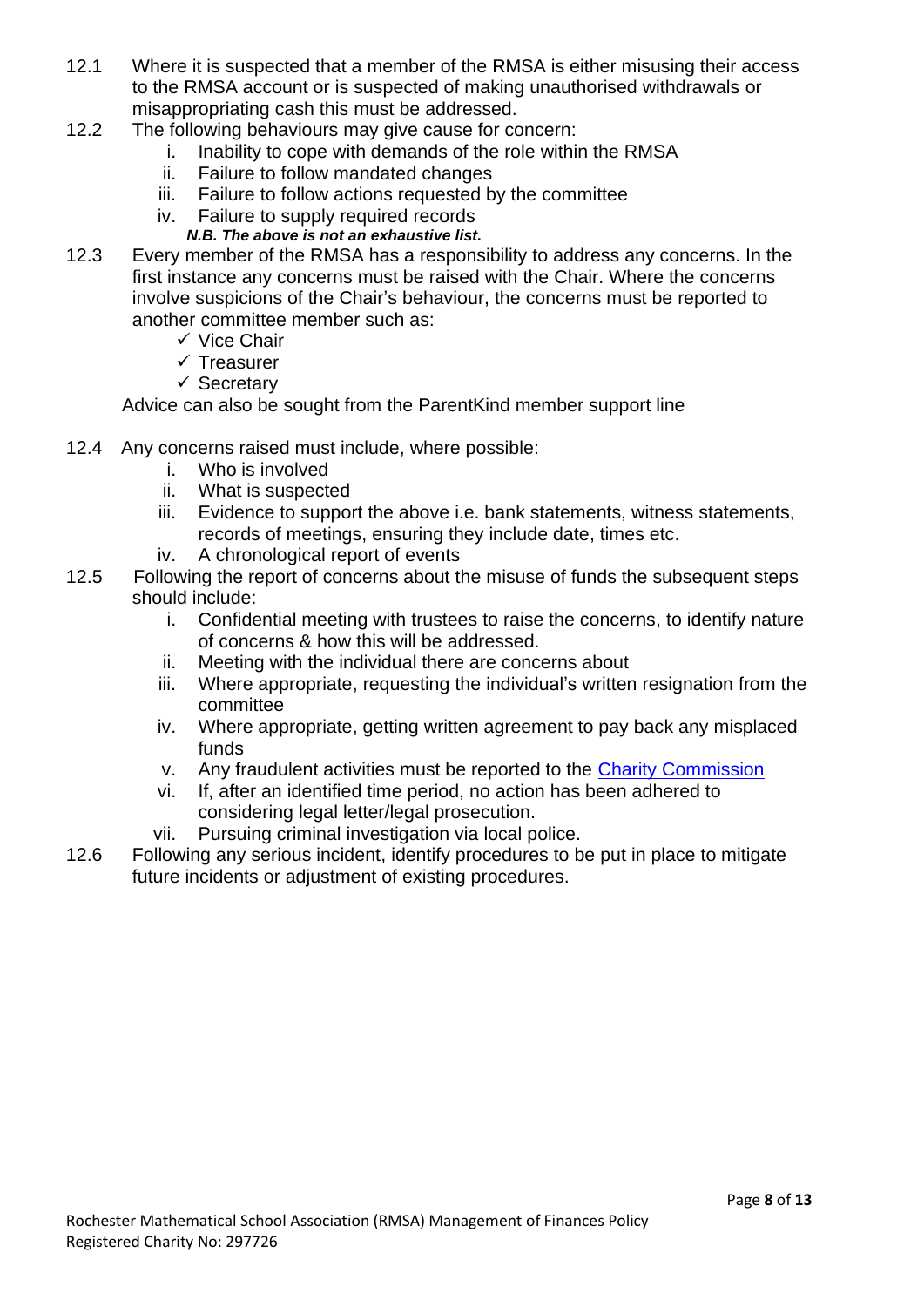12.1 Where it is suspected that a member of the RMSA is either misusing their access to the RMSA account or is suspected of making unauthorised withdrawals or misappropriating cash this must be addressed.

12.2 The following behaviours may give cause for concern:

  i. Inability to cope with demands of the role within the RMSA
  ii. Failure to follow mandated changes
  iii. Failure to follow actions requested by the committee
  iv. Failure to supply required records

  ***N.B. The above is not an exhaustive list.***

12.3 Every member of the RMSA has a responsibility to address any concerns. In the first instance any concerns must be raised with the Chair. Where the concerns involve suspicions of the Chair's behaviour, the concerns must be reported to another committee member such as:

  - ✓ Vice Chair
  - ✓ Treasurer
  - ✓ Secretary

Advice can also be sought from the ParentKind member support line

12.4 Any concerns raised must include, where possible:

  i. Who is involved
  ii. What is suspected
  iii. Evidence to support the above i.e. bank statements, witness statements, records of meetings, ensuring they include date, times etc.
  iv. A chronological report of events

12.5 Following the report of concerns about the misuse of funds the subsequent steps should include:

  i. Confidential meeting with trustees to raise the concerns, to identify nature of concerns & how this will be addressed.
  ii. Meeting with the individual there are concerns about
  iii. Where appropriate, requesting the individual's written resignation from the committee
  iv. Where appropriate, getting written agreement to pay back any misplaced funds
  v. Any fraudulent activities must be reported to the Charity Commission
  vi. If, after an identified time period, no action has been adhered to considering legal letter/legal prosecution.
  vii. Pursuing criminal investigation via local police.

12.6 Following any serious incident, identify procedures to be put in place to mitigate future incidents or adjustment of existing procedures.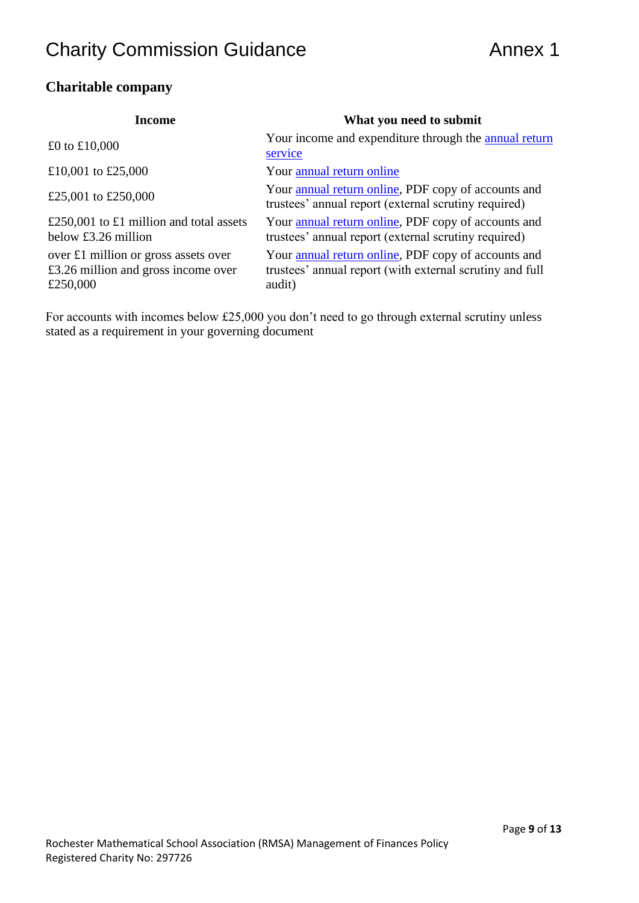### Charitable company

| Income | What you need to submit |
|---|---|
| £0 to £10,000 | Your income and expenditure through the annual return service |
| £10,001 to £25,000 | Your annual return online |
| £25,001 to £250,000 | Your annual return online, PDF copy of accounts and trustees' annual report (external scrutiny required) |
| £250,001 to £1 million and total assets below £3.26 million | Your annual return online, PDF copy of accounts and trustees' annual report (external scrutiny required) |
| over £1 million or gross assets over £3.26 million and gross income over £250,000 | Your annual return online, PDF copy of accounts and trustees' annual report (with external scrutiny and full audit) |

For accounts with incomes below £25,000 you don't need to go through external scrutiny unless stated as a requirement in your governing document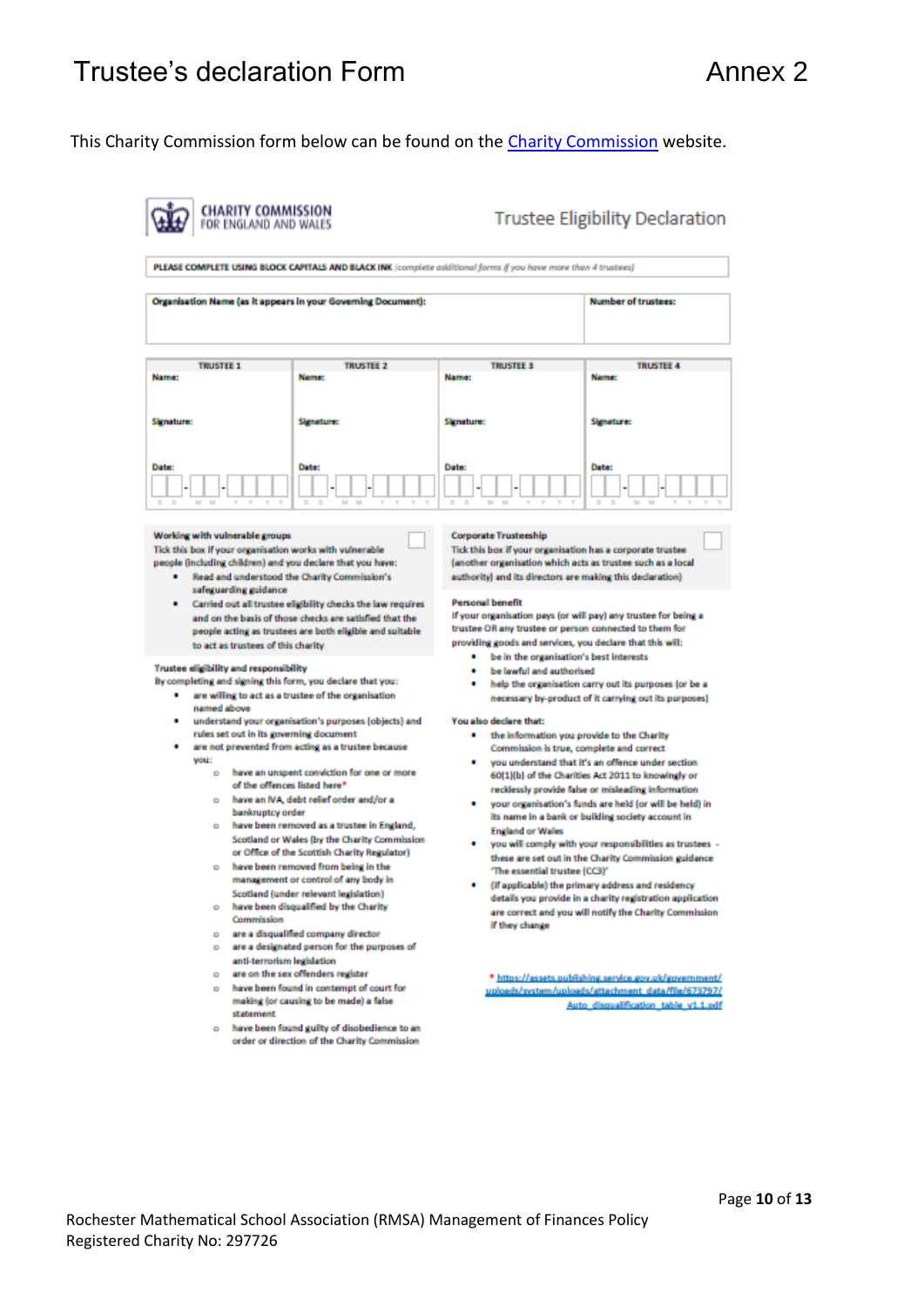# Trustee's declaration Form

Annex 2

This Charity Commission form below can be found on the Charity Commission website.

**CHARITY COMMISSION FOR ENGLAND AND WALES**

## Trustee Eligibility Declaration

**PLEASE COMPLETE USING BLOCK CAPITALS AND BLACK INK** (complete additional forms if you have more than 4 trustees)

| Organisation Name (as it appears in your Governing Document): | Number of trustees: |
|---|---|
| | |

| TRUSTEE 1 | TRUSTEE 2 | TRUSTEE 3 | TRUSTEE 4 |
|---|---|---|---|
| Name: | Name: | Name: | Name: |
| Signature: | Signature: | Signature: | Signature: |
| Date: D D - M M - Y Y Y Y | Date: D D - M M - Y Y Y Y | Date: D D - M M - Y Y Y Y | Date: D D - M M - Y Y Y Y |

**Working with vulnerable groups** ☐

Tick this box if your organisation works with vulnerable people (including children) and you declare that you have:

- Read and understood the Charity Commission's safeguarding guidance
- Carried out all trustee eligibility checks the law requires and on the basis of those checks are satisfied that the people acting as trustees are both eligible and suitable to act as trustees of this charity

**Trustee eligibility and responsibility**

By completing and signing this form, you declare that you:

- are willing to act as a trustee of the organisation named above
- understand your organisation's purposes (objects) and rules set out in its governing document
- are not prevented from acting as a trustee because you:
  - have an unspent conviction for one or more of the offences listed here*
  - have an IVA, debt relief order and/or a bankruptcy order
  - have been removed as a trustee in England, Scotland or Wales (by the Charity Commission or Office of the Scottish Charity Regulator)
  - have been removed from being in the management or control of any body in Scotland (under relevant legislation)
  - have been disqualified by the Charity Commission
  - are a disqualified company director
  - are a designated person for the purposes of anti-terrorism legislation
  - are on the sex offenders register
  - have been found in contempt of court for making (or causing to be made) a false statement
  - have been found guilty of disobedience to an order or direction of the Charity Commission

**Corporate Trusteeship** ☐

Tick this box if your organisation has a corporate trustee (another organisation which acts as trustee such as a local authority) and its directors are making this declaration)

**Personal benefit**

If your organisation pays (or will pay) any trustee for being a trustee OR any trustee or person connected to them for providing goods and services, you declare that this will:

- be in the organisation's best interests
- be lawful and authorised
- help the organisation carry out its purposes (or be a necessary by-product of it carrying out its purposes)

**You also declare that:**

- the information you provide to the Charity Commission is true, complete and correct
- you understand that it's an offence under section 60(1)(b) of the Charities Act 2011 to knowingly or recklessly provide false or misleading information
- your organisation's funds are held (or will be held) in its name in a bank or building society account in England or Wales
- you will comply with your responsibilities as trustees - these are set out in the Charity Commission guidance 'The essential trustee (CC3)'
- (if applicable) the primary address and residency details you provide in a charity registration application are correct and you will notify the Charity Commission if they change

\* https://assets.publishing.service.gov.uk/government/uploads/system/uploads/attachment_data/file/673797/Auto_disqualification_table_v1.1.pdf

Rochester Mathematical School Association (RMSA) Management of Finances Policy
Registered Charity No: 297726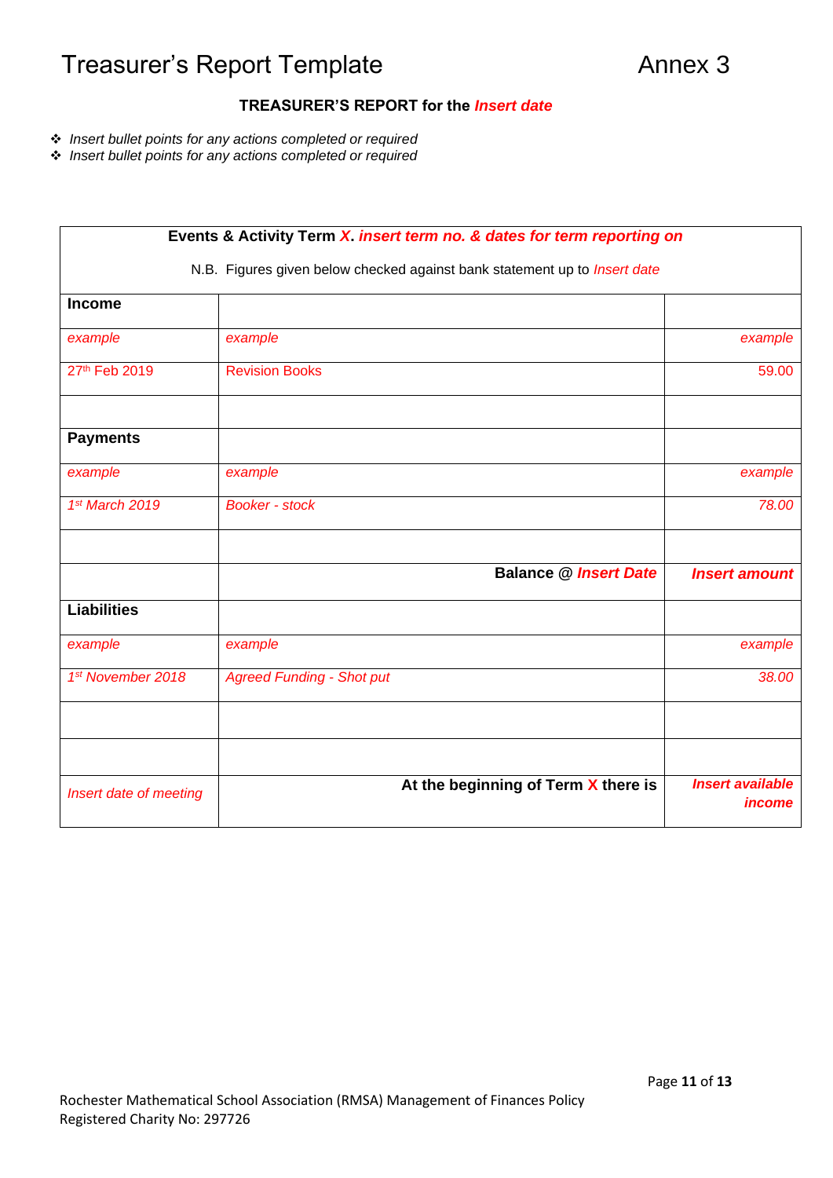# Treasurer's Report Template                                    Annex 3

**TREASURER'S REPORT for the *Insert date***

- *Insert bullet points for any actions completed or required*
- *Insert bullet points for any actions completed or required*

| **Events & Activity Term *X. insert term no. & dates for term reporting on*** <br> N.B. Figures given below checked against bank statement up to *Insert date* | | |
|---|---|---|
| **Income** | | |
| *example* | *example* | *example* |
| 27th Feb 2019 | Revision Books | 59.00 |
| | | |
| **Payments** | | |
| *example* | *example* | *example* |
| *1st March 2019* | *Booker - stock* | *78.00* |
| | | |
| | **Balance @ *Insert Date*** | ***Insert amount*** |
| **Liabilities** | | |
| *example* | *example* | *example* |
| *1st November 2018* | *Agreed Funding - Shot put* | *38.00* |
| | | |
| | | |
| *Insert date of meeting* | **At the beginning of Term X there is** | ***Insert available income*** |

Rochester Mathematical School Association (RMSA) Management of Finances Policy
Registered Charity No: 297726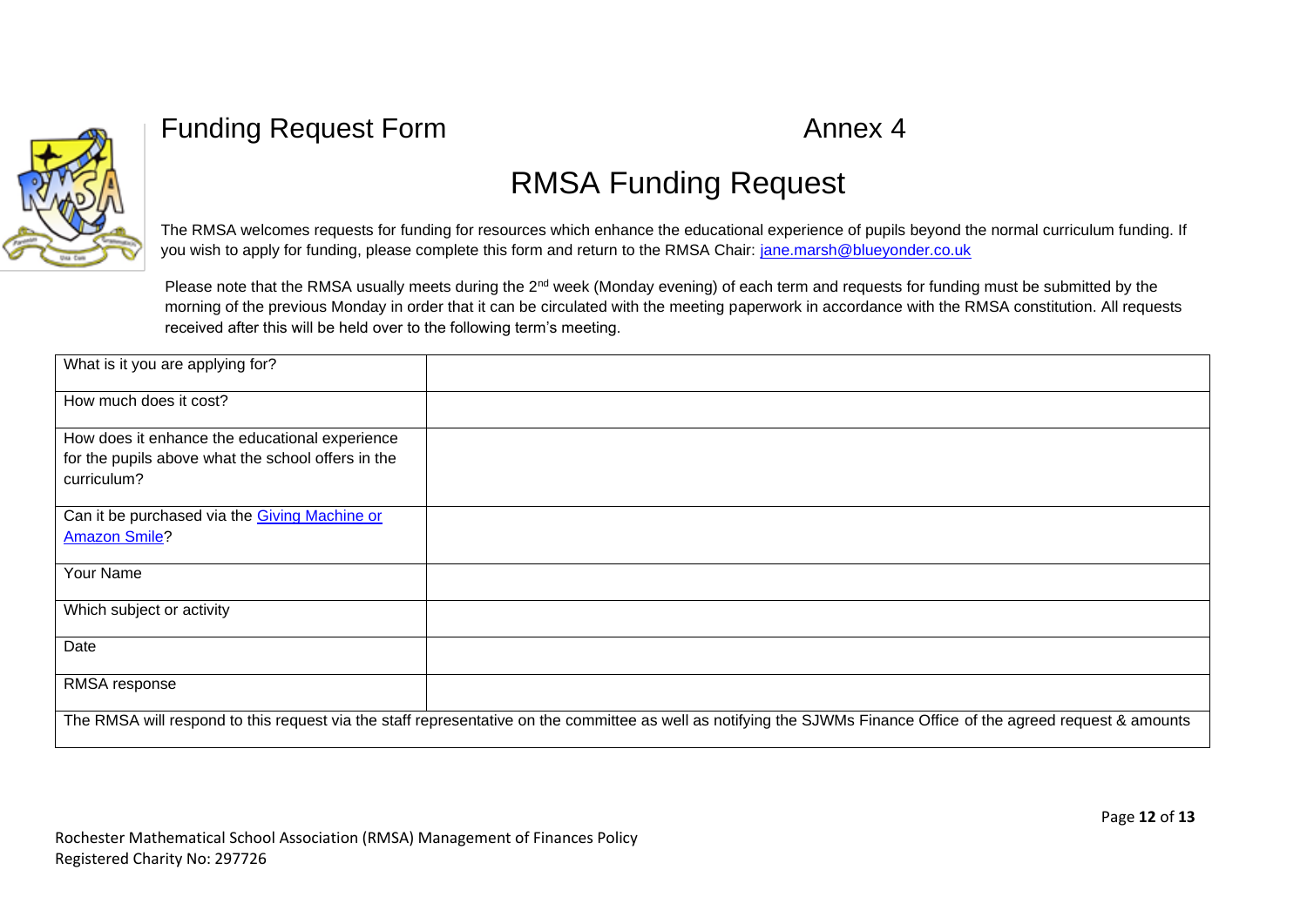# Funding Request Form Annex 4

## RMSA Funding Request

The RMSA welcomes requests for funding for resources which enhance the educational experience of pupils beyond the normal curriculum funding. If you wish to apply for funding, please complete this form and return to the RMSA Chair: jane.marsh@blueyonder.co.uk

Please note that the RMSA usually meets during the 2nd week (Monday evening) of each term and requests for funding must be submitted by the morning of the previous Monday in order that it can be circulated with the meeting paperwork in accordance with the RMSA constitution. All requests received after this will be held over to the following term's meeting.

| | |
|---|---|
| What is it you are applying for? | |
| How much does it cost? | |
| How does it enhance the educational experience for the pupils above what the school offers in the curriculum? | |
| Can it be purchased via the Giving Machine or Amazon Smile? | |
| Your Name | |
| Which subject or activity | |
| Date | |
| RMSA response | |
| The RMSA will respond to this request via the staff representative on the committee as well as notifying the SJWMs Finance Office of the agreed request & amounts | |

Rochester Mathematical School Association (RMSA) Management of Finances Policy
Registered Charity No: 297726